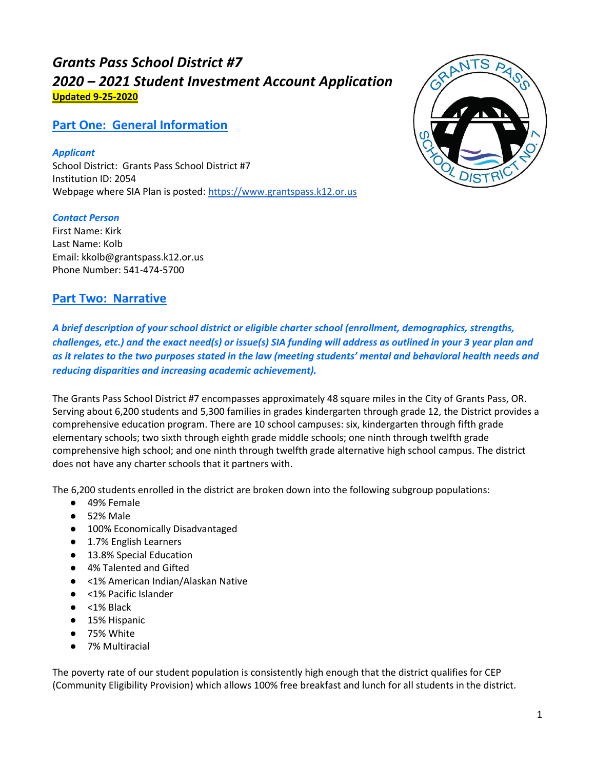# *Grants Pass School District #7*
# *2020 – 2021 Student Investment Account Application*

**Updated 9-25-2020**

## Part One: General Information

***Applicant***

School District: Grants Pass School District #7
Institution ID: 2054
Webpage where SIA Plan is posted: https://www.grantspass.k12.or.us

***Contact Person***

First Name: Kirk
Last Name: Kolb
Email: kkolb@grantspass.k12.or.us
Phone Number: 541-474-5700

## Part Two: Narrative

***A brief description of your school district or eligible charter school (enrollment, demographics, strengths, challenges, etc.) and the exact need(s) or issue(s) SIA funding will address as outlined in your 3 year plan and as it relates to the two purposes stated in the law (meeting students' mental and behavioral health needs and reducing disparities and increasing academic achievement).***

The Grants Pass School District #7 encompasses approximately 48 square miles in the City of Grants Pass, OR. Serving about 6,200 students and 5,300 families in grades kindergarten through grade 12, the District provides a comprehensive education program. There are 10 school campuses: six, kindergarten through fifth grade elementary schools; two sixth through eighth grade middle schools; one ninth through twelfth grade comprehensive high school; and one ninth through twelfth grade alternative high school campus. The district does not have any charter schools that it partners with.

The 6,200 students enrolled in the district are broken down into the following subgroup populations:

- 49% Female
- 52% Male
- 100% Economically Disadvantaged
- 1.7% English Learners
- 13.8% Special Education
- 4% Talented and Gifted
- <1% American Indian/Alaskan Native
- <1% Pacific Islander
- <1% Black
- 15% Hispanic
- 75% White
- 7% Multiracial

The poverty rate of our student population is consistently high enough that the district qualifies for CEP (Community Eligibility Provision) which allows 100% free breakfast and lunch for all students in the district.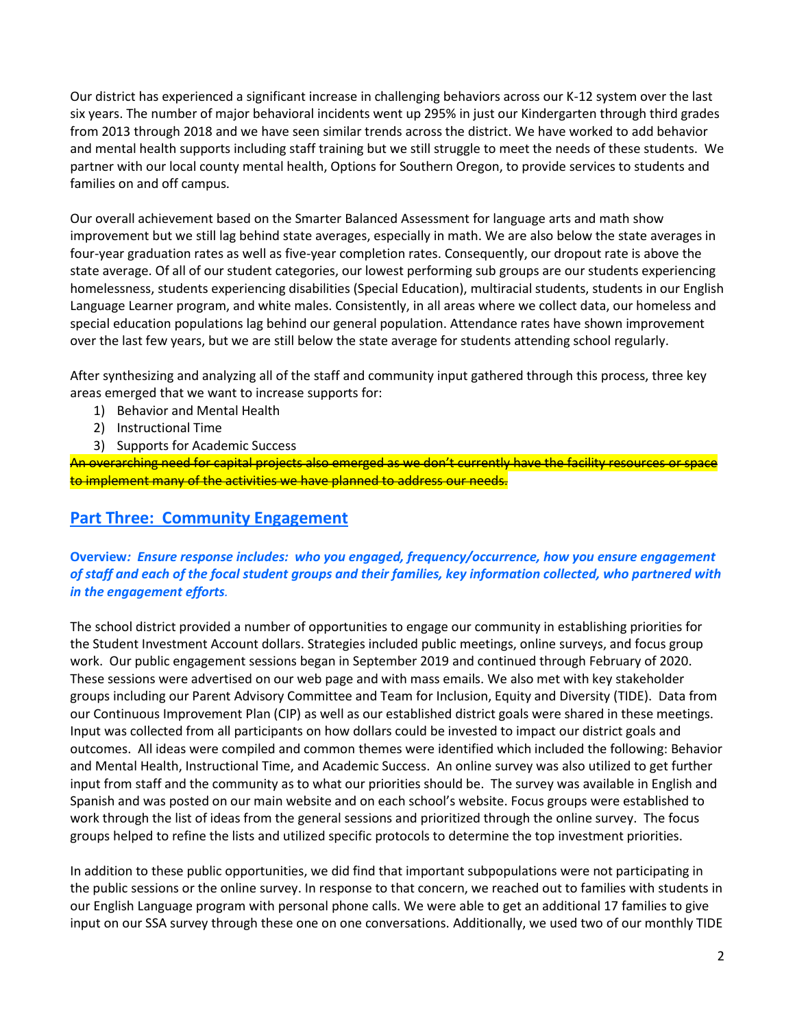Our district has experienced a significant increase in challenging behaviors across our K-12 system over the last six years. The number of major behavioral incidents went up 295% in just our Kindergarten through third grades from 2013 through 2018 and we have seen similar trends across the district. We have worked to add behavior and mental health supports including staff training but we still struggle to meet the needs of these students. We partner with our local county mental health, Options for Southern Oregon, to provide services to students and families on and off campus.

Our overall achievement based on the Smarter Balanced Assessment for language arts and math show improvement but we still lag behind state averages, especially in math. We are also below the state averages in four-year graduation rates as well as five-year completion rates. Consequently, our dropout rate is above the state average. Of all of our student categories, our lowest performing sub groups are our students experiencing homelessness, students experiencing disabilities (Special Education), multiracial students, students in our English Language Learner program, and white males. Consistently, in all areas where we collect data, our homeless and special education populations lag behind our general population. Attendance rates have shown improvement over the last few years, but we are still below the state average for students attending school regularly.

After synthesizing and analyzing all of the staff and community input gathered through this process, three key areas emerged that we want to increase supports for:

1) Behavior and Mental Health
2) Instructional Time
3) Supports for Academic Success

~~An overarching need for capital projects also emerged as we don't currently have the facility resources or space to implement many of the activities we have planned to address our needs.~~

## Part Three: Community Engagement

**Overview:** ***Ensure response includes: who you engaged, frequency/occurrence, how you ensure engagement of staff and each of the focal student groups and their families, key information collected, who partnered with in the engagement efforts.***

The school district provided a number of opportunities to engage our community in establishing priorities for the Student Investment Account dollars. Strategies included public meetings, online surveys, and focus group work. Our public engagement sessions began in September 2019 and continued through February of 2020. These sessions were advertised on our web page and with mass emails. We also met with key stakeholder groups including our Parent Advisory Committee and Team for Inclusion, Equity and Diversity (TIDE). Data from our Continuous Improvement Plan (CIP) as well as our established district goals were shared in these meetings. Input was collected from all participants on how dollars could be invested to impact our district goals and outcomes. All ideas were compiled and common themes were identified which included the following: Behavior and Mental Health, Instructional Time, and Academic Success. An online survey was also utilized to get further input from staff and the community as to what our priorities should be. The survey was available in English and Spanish and was posted on our main website and on each school's website. Focus groups were established to work through the list of ideas from the general sessions and prioritized through the online survey. The focus groups helped to refine the lists and utilized specific protocols to determine the top investment priorities.

In addition to these public opportunities, we did find that important subpopulations were not participating in the public sessions or the online survey. In response to that concern, we reached out to families with students in our English Language program with personal phone calls. We were able to get an additional 17 families to give input on our SSA survey through these one on one conversations. Additionally, we used two of our monthly TIDE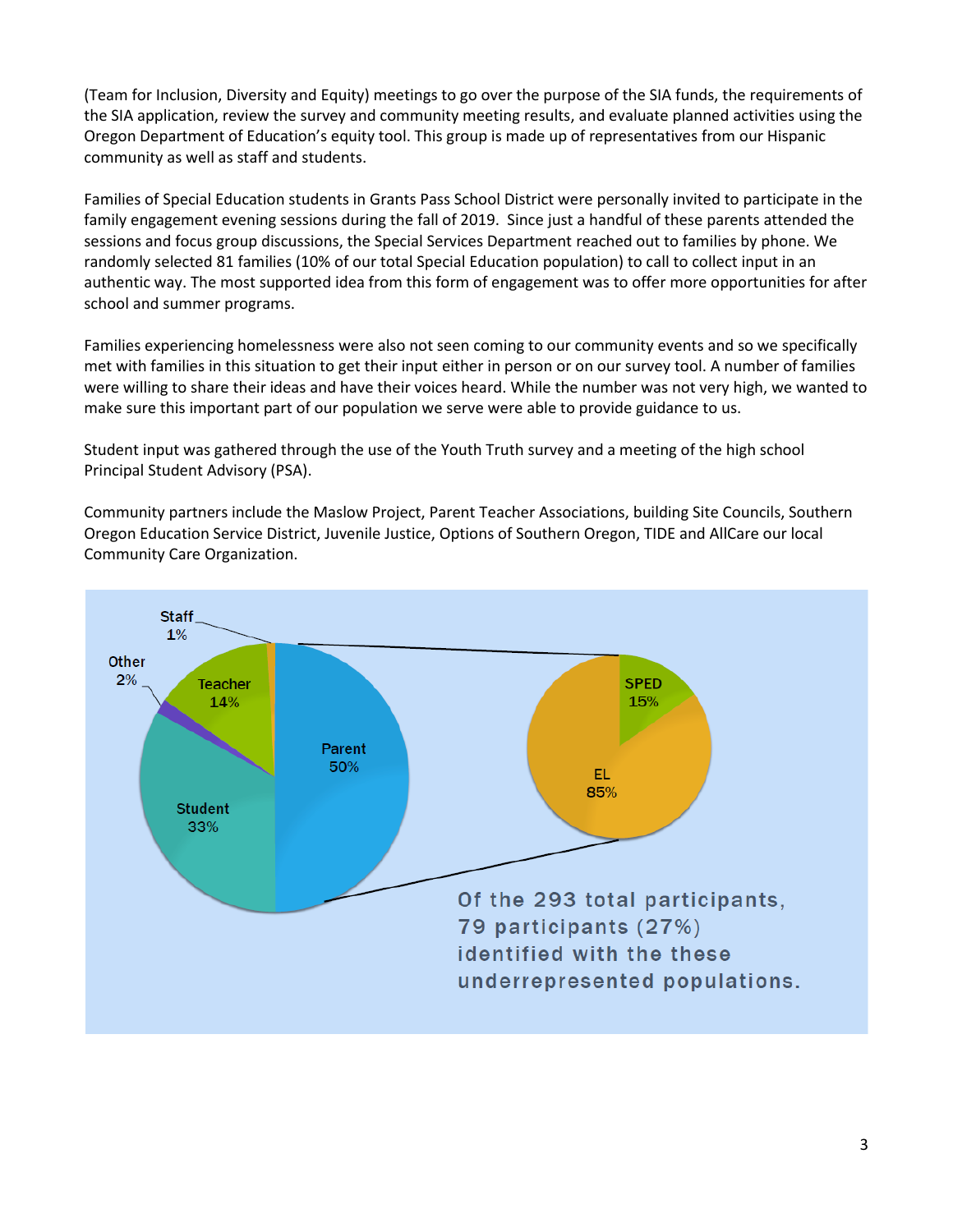(Team for Inclusion, Diversity and Equity) meetings to go over the purpose of the SIA funds, the requirements of the SIA application, review the survey and community meeting results, and evaluate planned activities using the Oregon Department of Education's equity tool. This group is made up of representatives from our Hispanic community as well as staff and students.

Families of Special Education students in Grants Pass School District were personally invited to participate in the family engagement evening sessions during the fall of 2019. Since just a handful of these parents attended the sessions and focus group discussions, the Special Services Department reached out to families by phone. We randomly selected 81 families (10% of our total Special Education population) to call to collect input in an authentic way. The most supported idea from this form of engagement was to offer more opportunities for after school and summer programs.

Families experiencing homelessness were also not seen coming to our community events and so we specifically met with families in this situation to get their input either in person or on our survey tool. A number of families were willing to share their ideas and have their voices heard. While the number was not very high, we wanted to make sure this important part of our population we serve were able to provide guidance to us.

Student input was gathered through the use of the Youth Truth survey and a meeting of the high school Principal Student Advisory (PSA).

Community partners include the Maslow Project, Parent Teacher Associations, building Site Councils, Southern Oregon Education Service District, Juvenile Justice, Options of Southern Oregon, TIDE and AllCare our local Community Care Organization.

Staff 1%
Other 2%
Teacher 14%
Parent 50%
Student 33%

SPED 15%
EL 85%

Of the 293 total participants, 79 participants (27%) identified with the these underrepresented populations.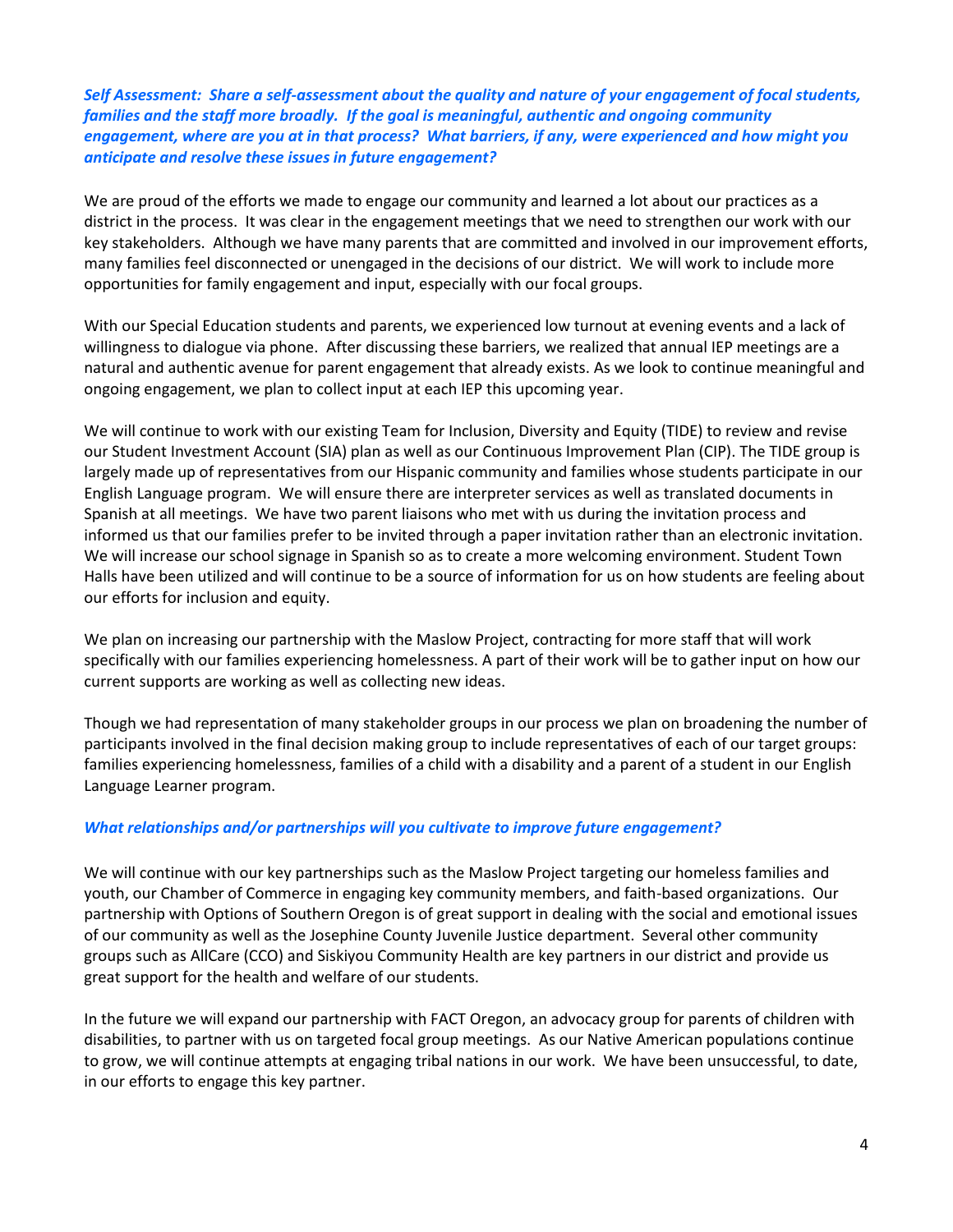***Self Assessment: Share a self-assessment about the quality and nature of your engagement of focal students, families and the staff more broadly. If the goal is meaningful, authentic and ongoing community engagement, where are you at in that process? What barriers, if any, were experienced and how might you anticipate and resolve these issues in future engagement?***

We are proud of the efforts we made to engage our community and learned a lot about our practices as a district in the process. It was clear in the engagement meetings that we need to strengthen our work with our key stakeholders. Although we have many parents that are committed and involved in our improvement efforts, many families feel disconnected or unengaged in the decisions of our district. We will work to include more opportunities for family engagement and input, especially with our focal groups.

With our Special Education students and parents, we experienced low turnout at evening events and a lack of willingness to dialogue via phone. After discussing these barriers, we realized that annual IEP meetings are a natural and authentic avenue for parent engagement that already exists. As we look to continue meaningful and ongoing engagement, we plan to collect input at each IEP this upcoming year.

We will continue to work with our existing Team for Inclusion, Diversity and Equity (TIDE) to review and revise our Student Investment Account (SIA) plan as well as our Continuous Improvement Plan (CIP). The TIDE group is largely made up of representatives from our Hispanic community and families whose students participate in our English Language program. We will ensure there are interpreter services as well as translated documents in Spanish at all meetings. We have two parent liaisons who met with us during the invitation process and informed us that our families prefer to be invited through a paper invitation rather than an electronic invitation. We will increase our school signage in Spanish so as to create a more welcoming environment. Student Town Halls have been utilized and will continue to be a source of information for us on how students are feeling about our efforts for inclusion and equity.

We plan on increasing our partnership with the Maslow Project, contracting for more staff that will work specifically with our families experiencing homelessness. A part of their work will be to gather input on how our current supports are working as well as collecting new ideas.

Though we had representation of many stakeholder groups in our process we plan on broadening the number of participants involved in the final decision making group to include representatives of each of our target groups: families experiencing homelessness, families of a child with a disability and a parent of a student in our English Language Learner program.

***What relationships and/or partnerships will you cultivate to improve future engagement?***

We will continue with our key partnerships such as the Maslow Project targeting our homeless families and youth, our Chamber of Commerce in engaging key community members, and faith-based organizations. Our partnership with Options of Southern Oregon is of great support in dealing with the social and emotional issues of our community as well as the Josephine County Juvenile Justice department. Several other community groups such as AllCare (CCO) and Siskiyou Community Health are key partners in our district and provide us great support for the health and welfare of our students.

In the future we will expand our partnership with FACT Oregon, an advocacy group for parents of children with disabilities, to partner with us on targeted focal group meetings. As our Native American populations continue to grow, we will continue attempts at engaging tribal nations in our work. We have been unsuccessful, to date, in our efforts to engage this key partner.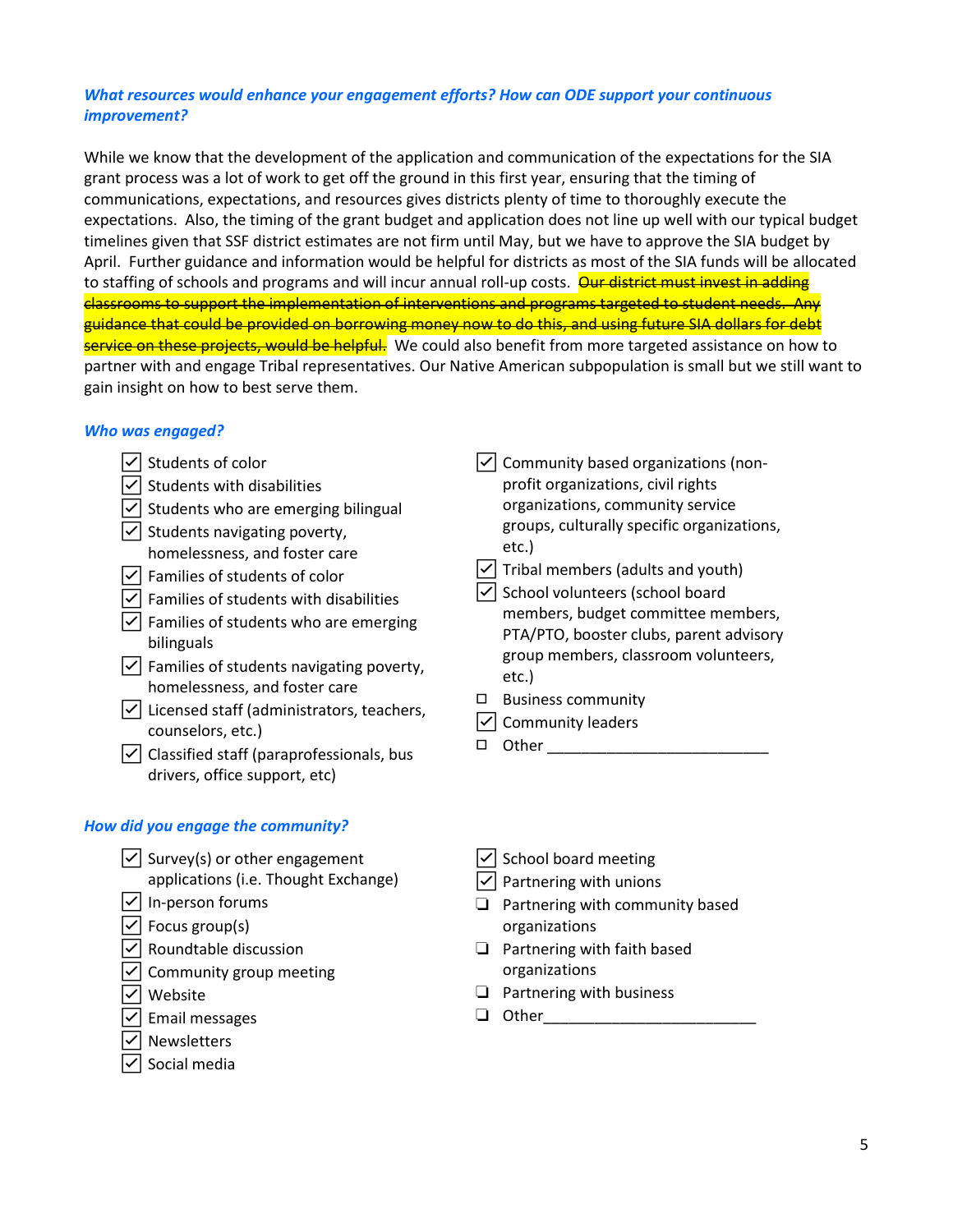***What resources would enhance your engagement efforts? How can ODE support your continuous improvement?***

While we know that the development of the application and communication of the expectations for the SIA grant process was a lot of work to get off the ground in this first year, ensuring that the timing of communications, expectations, and resources gives districts plenty of time to thoroughly execute the expectations. Also, the timing of the grant budget and application does not line up well with our typical budget timelines given that SSF district estimates are not firm until May, but we have to approve the SIA budget by April. Further guidance and information would be helpful for districts as most of the SIA funds will be allocated to staffing of schools and programs and will incur annual roll-up costs. ~~Our district must invest in adding classrooms to support the implementation of interventions and programs targeted to student needs. Any guidance that could be provided on borrowing money now to do this, and using future SIA dollars for debt service on these projects, would be helpful.~~ We could also benefit from more targeted assistance on how to partner with and engage Tribal representatives. Our Native American subpopulation is small but we still want to gain insight on how to best serve them.

***Who was engaged?***

- ☑ Students of color
- ☑ Students with disabilities
- ☑ Students who are emerging bilingual
- ☑ Students navigating poverty, homelessness, and foster care
- ☑ Families of students of color
- ☑ Families of students with disabilities
- ☑ Families of students who are emerging bilinguals
- ☑ Families of students navigating poverty, homelessness, and foster care
- ☑ Licensed staff (administrators, teachers, counselors, etc.)
- ☑ Classified staff (paraprofessionals, bus drivers, office support, etc)
- ☑ Community based organizations (non-profit organizations, civil rights organizations, community service groups, culturally specific organizations, etc.)
- ☑ Tribal members (adults and youth)
- ☑ School volunteers (school board members, budget committee members, PTA/PTO, booster clubs, parent advisory group members, classroom volunteers, etc.)
- ☐ Business community
- ☑ Community leaders
- ☐ Other ___________________________

***How did you engage the community?***

- ☑ Survey(s) or other engagement applications (i.e. Thought Exchange)
- ☑ In-person forums
- ☑ Focus group(s)
- ☑ Roundtable discussion
- ☑ Community group meeting
- ☑ Website
- ☑ Email messages
- ☑ Newsletters
- ☑ Social media
- ☑ School board meeting
- ☑ Partnering with unions
- ☐ Partnering with community based organizations
- ☐ Partnering with faith based organizations
- ☐ Partnering with business
- ☐ Other__________________________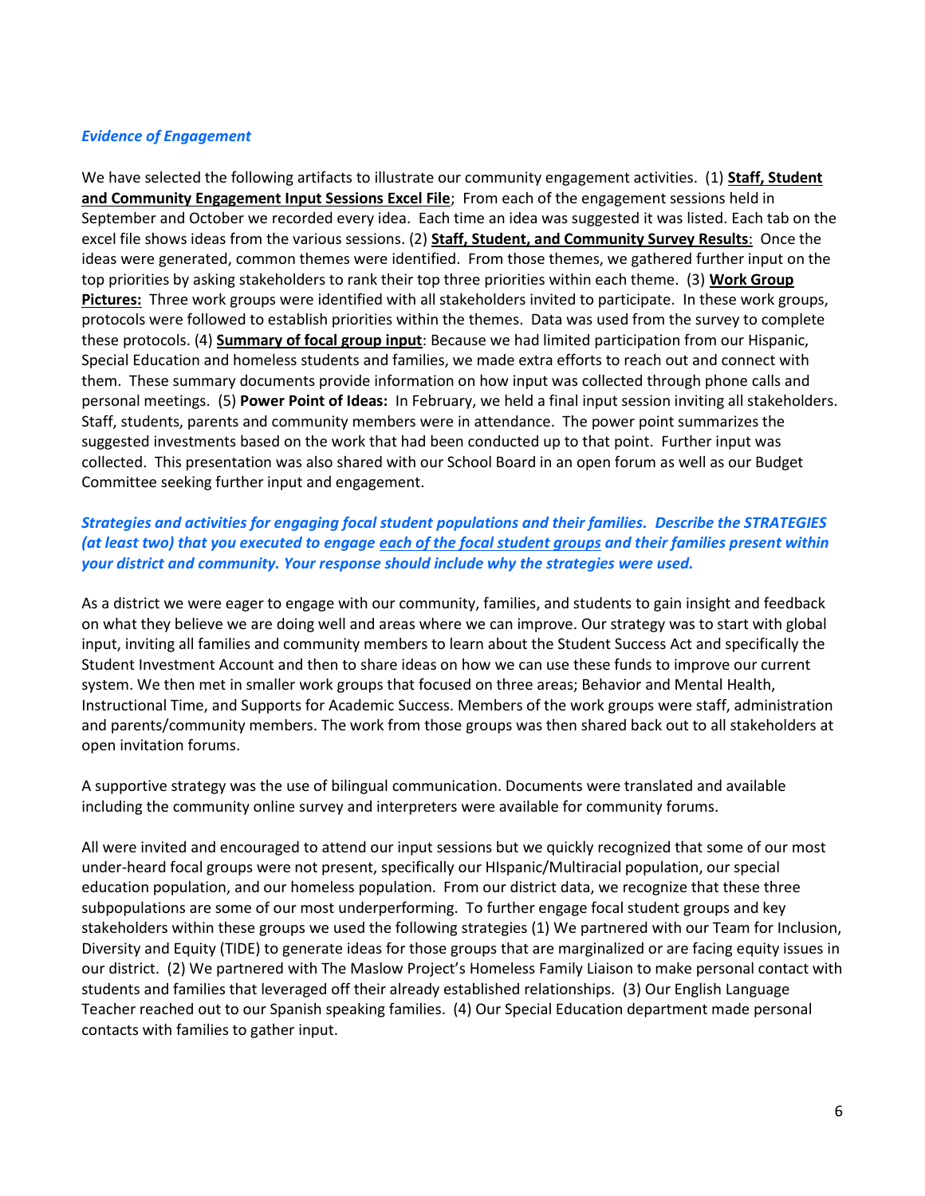*Evidence of Engagement*

We have selected the following artifacts to illustrate our community engagement activities. (1) **Staff, Student and Community Engagement Input Sessions Excel File**; From each of the engagement sessions held in September and October we recorded every idea. Each time an idea was suggested it was listed. Each tab on the excel file shows ideas from the various sessions. (2) **Staff, Student, and Community Survey Results**: Once the ideas were generated, common themes were identified. From those themes, we gathered further input on the top priorities by asking stakeholders to rank their top three priorities within each theme. (3) **Work Group Pictures:** Three work groups were identified with all stakeholders invited to participate. In these work groups, protocols were followed to establish priorities within the themes. Data was used from the survey to complete these protocols. (4) **Summary of focal group input**: Because we had limited participation from our Hispanic, Special Education and homeless students and families, we made extra efforts to reach out and connect with them. These summary documents provide information on how input was collected through phone calls and personal meetings. (5) **Power Point of Ideas:** In February, we held a final input session inviting all stakeholders. Staff, students, parents and community members were in attendance. The power point summarizes the suggested investments based on the work that had been conducted up to that point. Further input was collected. This presentation was also shared with our School Board in an open forum as well as our Budget Committee seeking further input and engagement.

***Strategies and activities for engaging focal student populations and their families. Describe the STRATEGIES (at least two) that you executed to engage each of the focal student groups and their families present within your district and community. Your response should include why the strategies were used.***

As a district we were eager to engage with our community, families, and students to gain insight and feedback on what they believe we are doing well and areas where we can improve. Our strategy was to start with global input, inviting all families and community members to learn about the Student Success Act and specifically the Student Investment Account and then to share ideas on how we can use these funds to improve our current system. We then met in smaller work groups that focused on three areas; Behavior and Mental Health, Instructional Time, and Supports for Academic Success. Members of the work groups were staff, administration and parents/community members. The work from those groups was then shared back out to all stakeholders at open invitation forums.

A supportive strategy was the use of bilingual communication. Documents were translated and available including the community online survey and interpreters were available for community forums.

All were invited and encouraged to attend our input sessions but we quickly recognized that some of our most under-heard focal groups were not present, specifically our HIspanic/Multiracial population, our special education population, and our homeless population. From our district data, we recognize that these three subpopulations are some of our most underperforming. To further engage focal student groups and key stakeholders within these groups we used the following strategies (1) We partnered with our Team for Inclusion, Diversity and Equity (TIDE) to generate ideas for those groups that are marginalized or are facing equity issues in our district. (2) We partnered with The Maslow Project's Homeless Family Liaison to make personal contact with students and families that leveraged off their already established relationships. (3) Our English Language Teacher reached out to our Spanish speaking families. (4) Our Special Education department made personal contacts with families to gather input.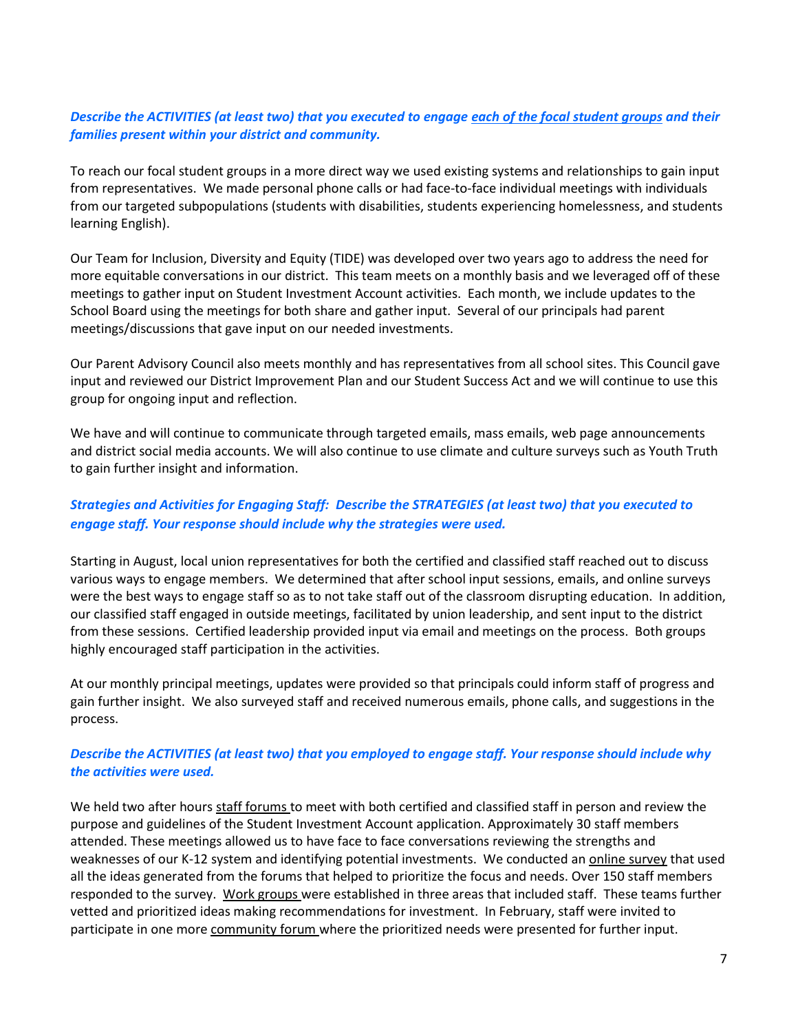***Describe the ACTIVITIES (at least two) that you executed to engage <u>each of the focal student groups</u> and their families present within your district and community.***

To reach our focal student groups in a more direct way we used existing systems and relationships to gain input from representatives. We made personal phone calls or had face-to-face individual meetings with individuals from our targeted subpopulations (students with disabilities, students experiencing homelessness, and students learning English).

Our Team for Inclusion, Diversity and Equity (TIDE) was developed over two years ago to address the need for more equitable conversations in our district. This team meets on a monthly basis and we leveraged off of these meetings to gather input on Student Investment Account activities. Each month, we include updates to the School Board using the meetings for both share and gather input. Several of our principals had parent meetings/discussions that gave input on our needed investments.

Our Parent Advisory Council also meets monthly and has representatives from all school sites. This Council gave input and reviewed our District Improvement Plan and our Student Success Act and we will continue to use this group for ongoing input and reflection.

We have and will continue to communicate through targeted emails, mass emails, web page announcements and district social media accounts. We will also continue to use climate and culture surveys such as Youth Truth to gain further insight and information.

***Strategies and Activities for Engaging Staff: Describe the STRATEGIES (at least two) that you executed to engage staff. Your response should include why the strategies were used.***

Starting in August, local union representatives for both the certified and classified staff reached out to discuss various ways to engage members. We determined that after school input sessions, emails, and online surveys were the best ways to engage staff so as to not take staff out of the classroom disrupting education. In addition, our classified staff engaged in outside meetings, facilitated by union leadership, and sent input to the district from these sessions. Certified leadership provided input via email and meetings on the process. Both groups highly encouraged staff participation in the activities.

At our monthly principal meetings, updates were provided so that principals could inform staff of progress and gain further insight. We also surveyed staff and received numerous emails, phone calls, and suggestions in the process.

***Describe the ACTIVITIES (at least two) that you employed to engage staff. Your response should include why the activities were used.***

We held two after hours <u>staff forums</u> to meet with both certified and classified staff in person and review the purpose and guidelines of the Student Investment Account application. Approximately 30 staff members attended. These meetings allowed us to have face to face conversations reviewing the strengths and weaknesses of our K-12 system and identifying potential investments. We conducted an <u>online survey</u> that used all the ideas generated from the forums that helped to prioritize the focus and needs. Over 150 staff members responded to the survey. <u>Work groups</u> were established in three areas that included staff. These teams further vetted and prioritized ideas making recommendations for investment. In February, staff were invited to participate in one more <u>community forum</u> where the prioritized needs were presented for further input.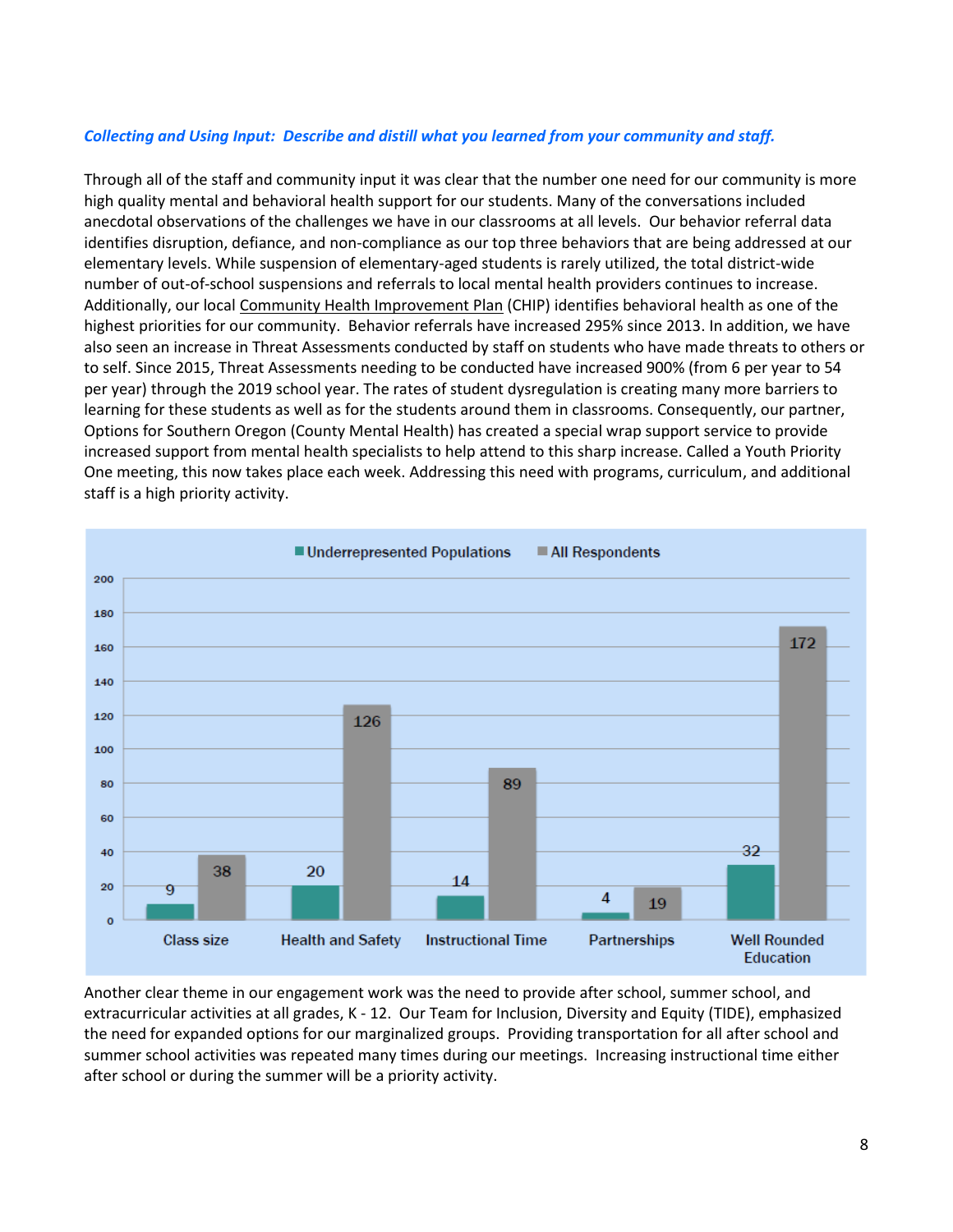***Collecting and Using Input: Describe and distill what you learned from your community and staff.***

Through all of the staff and community input it was clear that the number one need for our community is more high quality mental and behavioral health support for our students. Many of the conversations included anecdotal observations of the challenges we have in our classrooms at all levels. Our behavior referral data identifies disruption, defiance, and non-compliance as our top three behaviors that are being addressed at our elementary levels. While suspension of elementary-aged students is rarely utilized, the total district-wide number of out-of-school suspensions and referrals to local mental health providers continues to increase. Additionally, our local Community Health Improvement Plan (CHIP) identifies behavioral health as one of the highest priorities for our community. Behavior referrals have increased 295% since 2013. In addition, we have also seen an increase in Threat Assessments conducted by staff on students who have made threats to others or to self. Since 2015, Threat Assessments needing to be conducted have increased 900% (from 6 per year to 54 per year) through the 2019 school year. The rates of student dysregulation is creating many more barriers to learning for these students as well as for the students around them in classrooms. Consequently, our partner, Options for Southern Oregon (County Mental Health) has created a special wrap support service to provide increased support from mental health specialists to help attend to this sharp increase. Called a Youth Priority One meeting, this now takes place each week. Addressing this need with programs, curriculum, and additional staff is a high priority activity.

| | Underrepresented Populations | All Respondents |
|---|---|---|
| Class size | 9 | 38 |
| Health and Safety | 20 | 126 |
| Instructional Time | 14 | 89 |
| Partnerships | 4 | 19 |
| Well Rounded Education | 32 | 172 |

Another clear theme in our engagement work was the need to provide after school, summer school, and extracurricular activities at all grades, K - 12. Our Team for Inclusion, Diversity and Equity (TIDE), emphasized the need for expanded options for our marginalized groups. Providing transportation for all after school and summer school activities was repeated many times during our meetings. Increasing instructional time either after school or during the summer will be a priority activity.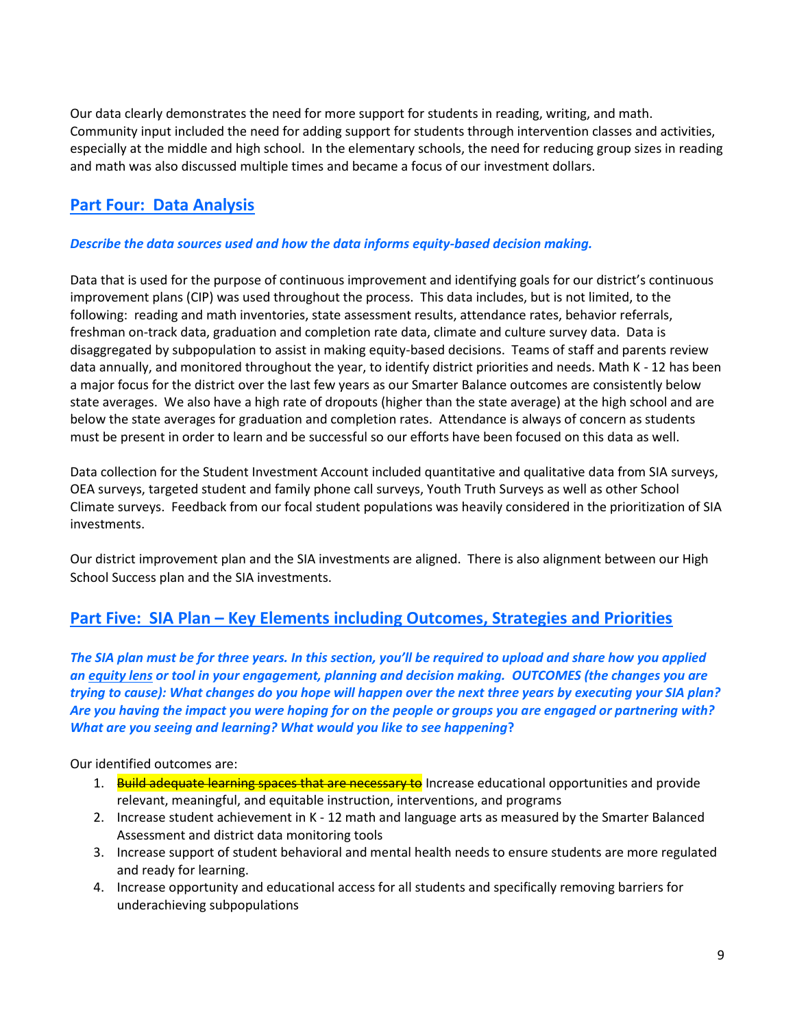Our data clearly demonstrates the need for more support for students in reading, writing, and math. Community input included the need for adding support for students through intervention classes and activities, especially at the middle and high school. In the elementary schools, the need for reducing group sizes in reading and math was also discussed multiple times and became a focus of our investment dollars.

## Part Four: Data Analysis

***Describe the data sources used and how the data informs equity-based decision making.***

Data that is used for the purpose of continuous improvement and identifying goals for our district's continuous improvement plans (CIP) was used throughout the process. This data includes, but is not limited, to the following: reading and math inventories, state assessment results, attendance rates, behavior referrals, freshman on-track data, graduation and completion rate data, climate and culture survey data. Data is disaggregated by subpopulation to assist in making equity-based decisions. Teams of staff and parents review data annually, and monitored throughout the year, to identify district priorities and needs. Math K - 12 has been a major focus for the district over the last few years as our Smarter Balance outcomes are consistently below state averages. We also have a high rate of dropouts (higher than the state average) at the high school and are below the state averages for graduation and completion rates. Attendance is always of concern as students must be present in order to learn and be successful so our efforts have been focused on this data as well.

Data collection for the Student Investment Account included quantitative and qualitative data from SIA surveys, OEA surveys, targeted student and family phone call surveys, Youth Truth Surveys as well as other School Climate surveys. Feedback from our focal student populations was heavily considered in the prioritization of SIA investments.

Our district improvement plan and the SIA investments are aligned. There is also alignment between our High School Success plan and the SIA investments.

## Part Five: SIA Plan – Key Elements including Outcomes, Strategies and Priorities

***The SIA plan must be for three years. In this section, you'll be required to upload and share how you applied an equity lens or tool in your engagement, planning and decision making. OUTCOMES (the changes you are trying to cause): What changes do you hope will happen over the next three years by executing your SIA plan? Are you having the impact you were hoping for on the people or groups you are engaged or partnering with? What are you seeing and learning? What would you like to see happening?***

Our identified outcomes are:

1. ~~Build adequate learning spaces that are necessary to~~ Increase educational opportunities and provide relevant, meaningful, and equitable instruction, interventions, and programs
2. Increase student achievement in K - 12 math and language arts as measured by the Smarter Balanced Assessment and district data monitoring tools
3. Increase support of student behavioral and mental health needs to ensure students are more regulated and ready for learning.
4. Increase opportunity and educational access for all students and specifically removing barriers for underachieving subpopulations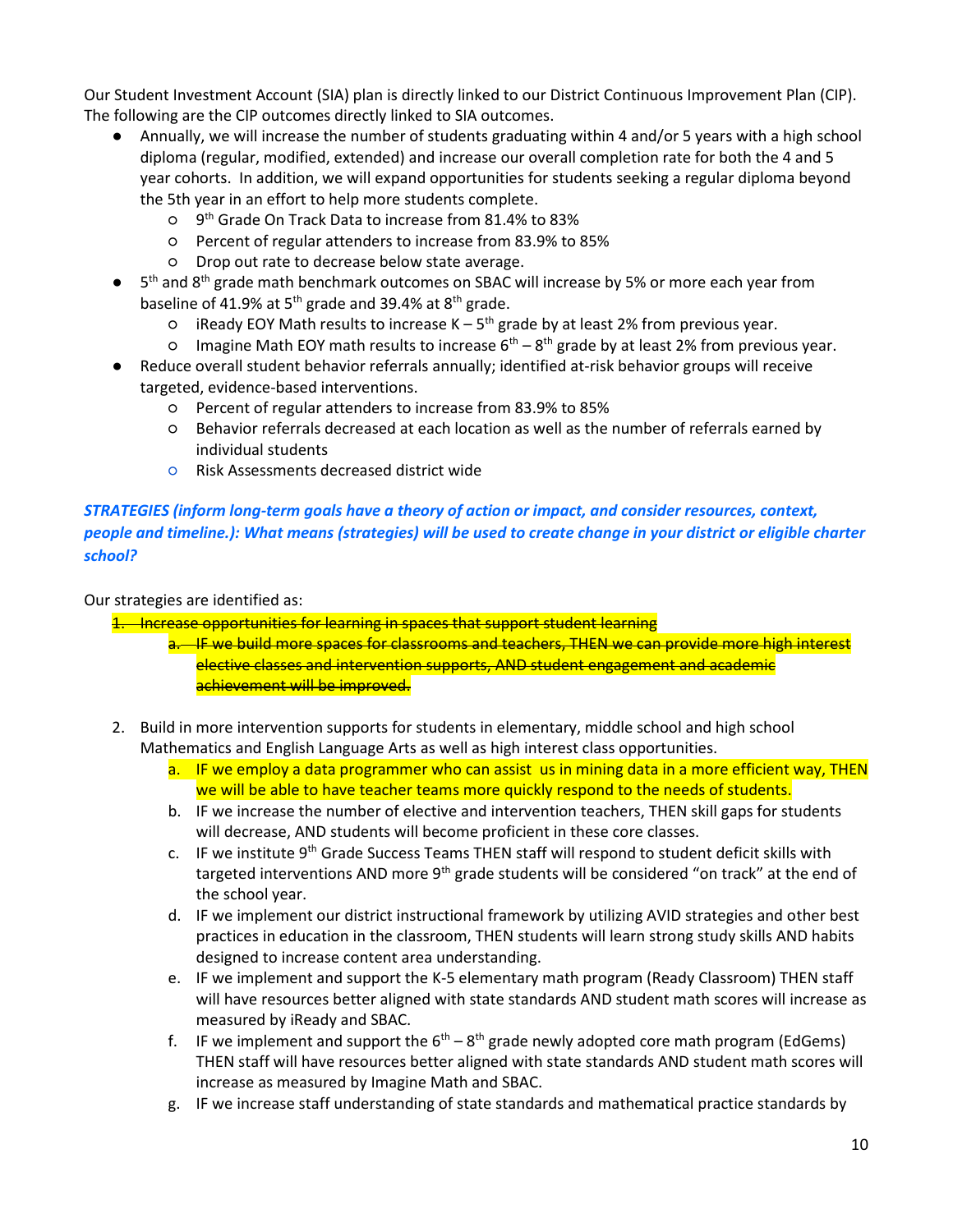Our Student Investment Account (SIA) plan is directly linked to our District Continuous Improvement Plan (CIP). The following are the CIP outcomes directly linked to SIA outcomes.

- Annually, we will increase the number of students graduating within 4 and/or 5 years with a high school diploma (regular, modified, extended) and increase our overall completion rate for both the 4 and 5 year cohorts. In addition, we will expand opportunities for students seeking a regular diploma beyond the 5th year in an effort to help more students complete.
  - 9th Grade On Track Data to increase from 81.4% to 83%
  - Percent of regular attenders to increase from 83.9% to 85%
  - Drop out rate to decrease below state average.
- 5th and 8th grade math benchmark outcomes on SBAC will increase by 5% or more each year from baseline of 41.9% at 5th grade and 39.4% at 8th grade.
  - iReady EOY Math results to increase K – 5th grade by at least 2% from previous year.
  - Imagine Math EOY math results to increase 6th – 8th grade by at least 2% from previous year.
- Reduce overall student behavior referrals annually; identified at-risk behavior groups will receive targeted, evidence-based interventions.
  - Percent of regular attenders to increase from 83.9% to 85%
  - Behavior referrals decreased at each location as well as the number of referrals earned by individual students
  - Risk Assessments decreased district wide

***STRATEGIES (inform long-term goals have a theory of action or impact, and consider resources, context, people and timeline.): What means (strategies) will be used to create change in your district or eligible charter school?***

Our strategies are identified as:

1. ~~Increase opportunities for learning in spaces that support student learning~~
   a. ~~IF we build more spaces for classrooms and teachers, THEN we can provide more high interest elective classes and intervention supports, AND student engagement and academic achievement will be improved.~~
2. Build in more intervention supports for students in elementary, middle school and high school Mathematics and English Language Arts as well as high interest class opportunities.
   a. IF we employ a data programmer who can assist us in mining data in a more efficient way, THEN we will be able to have teacher teams more quickly respond to the needs of students.
   b. IF we increase the number of elective and intervention teachers, THEN skill gaps for students will decrease, AND students will become proficient in these core classes.
   c. IF we institute 9th Grade Success Teams THEN staff will respond to student deficit skills with targeted interventions AND more 9th grade students will be considered "on track" at the end of the school year.
   d. IF we implement our district instructional framework by utilizing AVID strategies and other best practices in education in the classroom, THEN students will learn strong study skills AND habits designed to increase content area understanding.
   e. IF we implement and support the K-5 elementary math program (Ready Classroom) THEN staff will have resources better aligned with state standards AND student math scores will increase as measured by iReady and SBAC.
   f. IF we implement and support the 6th – 8th grade newly adopted core math program (EdGems) THEN staff will have resources better aligned with state standards AND student math scores will increase as measured by Imagine Math and SBAC.
   g. IF we increase staff understanding of state standards and mathematical practice standards by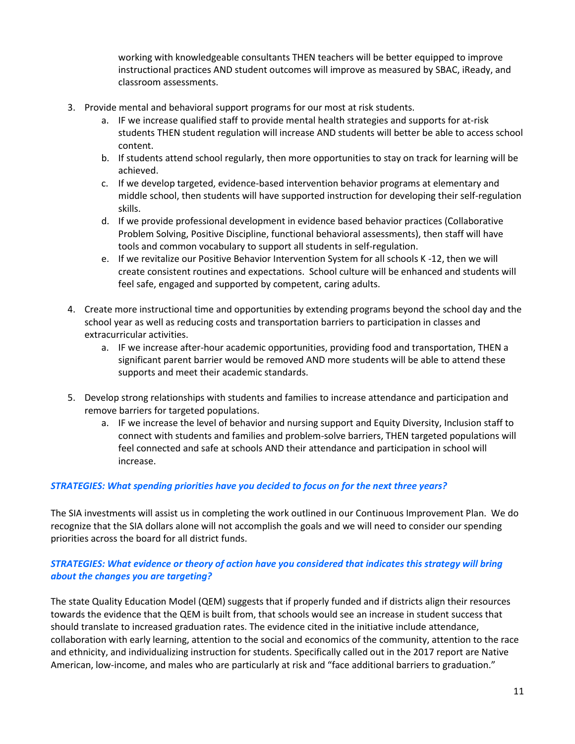working with knowledgeable consultants THEN teachers will be better equipped to improve instructional practices AND student outcomes will improve as measured by SBAC, iReady, and classroom assessments.

3. Provide mental and behavioral support programs for our most at risk students.
   a. IF we increase qualified staff to provide mental health strategies and supports for at-risk students THEN student regulation will increase AND students will better be able to access school content.
   b. If students attend school regularly, then more opportunities to stay on track for learning will be achieved.
   c. If we develop targeted, evidence-based intervention behavior programs at elementary and middle school, then students will have supported instruction for developing their self-regulation skills.
   d. If we provide professional development in evidence based behavior practices (Collaborative Problem Solving, Positive Discipline, functional behavioral assessments), then staff will have tools and common vocabulary to support all students in self-regulation.
   e. If we revitalize our Positive Behavior Intervention System for all schools K -12, then we will create consistent routines and expectations. School culture will be enhanced and students will feel safe, engaged and supported by competent, caring adults.

4. Create more instructional time and opportunities by extending programs beyond the school day and the school year as well as reducing costs and transportation barriers to participation in classes and extracurricular activities.
   a. IF we increase after-hour academic opportunities, providing food and transportation, THEN a significant parent barrier would be removed AND more students will be able to attend these supports and meet their academic standards.

5. Develop strong relationships with students and families to increase attendance and participation and remove barriers for targeted populations.
   a. IF we increase the level of behavior and nursing support and Equity Diversity, Inclusion staff to connect with students and families and problem-solve barriers, THEN targeted populations will feel connected and safe at schools AND their attendance and participation in school will increase.

***STRATEGIES: What spending priorities have you decided to focus on for the next three years?***

The SIA investments will assist us in completing the work outlined in our Continuous Improvement Plan. We do recognize that the SIA dollars alone will not accomplish the goals and we will need to consider our spending priorities across the board for all district funds.

***STRATEGIES: What evidence or theory of action have you considered that indicates this strategy will bring about the changes you are targeting?***

The state Quality Education Model (QEM) suggests that if properly funded and if districts align their resources towards the evidence that the QEM is built from, that schools would see an increase in student success that should translate to increased graduation rates. The evidence cited in the initiative include attendance, collaboration with early learning, attention to the social and economics of the community, attention to the race and ethnicity, and individualizing instruction for students. Specifically called out in the 2017 report are Native American, low-income, and males who are particularly at risk and "face additional barriers to graduation."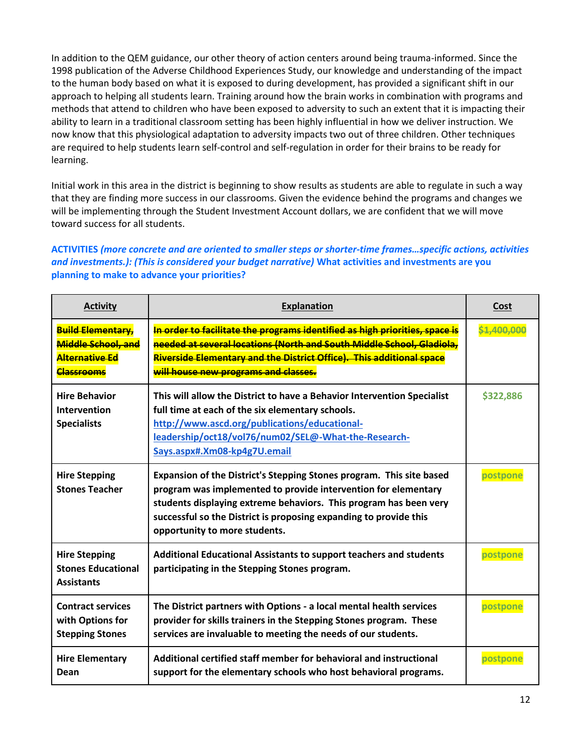In addition to the QEM guidance, our other theory of action centers around being trauma-informed. Since the 1998 publication of the Adverse Childhood Experiences Study, our knowledge and understanding of the impact to the human body based on what it is exposed to during development, has provided a significant shift in our approach to helping all students learn. Training around how the brain works in combination with programs and methods that attend to children who have been exposed to adversity to such an extent that it is impacting their ability to learn in a traditional classroom setting has been highly influential in how we deliver instruction. We now know that this physiological adaptation to adversity impacts two out of three children. Other techniques are required to help students learn self-control and self-regulation in order for their brains to be ready for learning.

Initial work in this area in the district is beginning to show results as students are able to regulate in such a way that they are finding more success in our classrooms. Given the evidence behind the programs and changes we will be implementing through the Student Investment Account dollars, we are confident that we will move toward success for all students.

**ACTIVITIES** ***(more concrete and are oriented to smaller steps or shorter-time frames…specific actions, activities and investments.): (This is considered your budget narrative)*** **What activities and investments are you planning to make to advance your priorities?**

| Activity | Explanation | Cost |
|---|---|---|
| ~~**Build Elementary, Middle School, and Alternative Ed Classrooms**~~ | ~~**In order to facilitate the programs identified as high priorities, space is needed at several locations (North and South Middle School, Gladiola, Riverside Elementary and the District Office). This additional space will house new programs and classes.**~~ | ~~**$1,400,000**~~ |
| **Hire Behavior Intervention Specialists** | **This will allow the District to have a Behavior Intervention Specialist full time at each of the six elementary schools.** [http://www.ascd.org/publications/educational-leadership/oct18/vol76/num02/SEL@-What-the-Research-Says.aspx#.Xm08-kp4g7U.email](http://www.ascd.org/publications/educational-leadership/oct18/vol76/num02/SEL@-What-the-Research-Says.aspx#.Xm08-kp4g7U.email) | **$322,886** |
| **Hire Stepping Stones Teacher** | **Expansion of the District's Stepping Stones program. This site based program was implemented to provide intervention for elementary students displaying extreme behaviors. This program has been very successful so the District is proposing expanding to provide this opportunity to more students.** | **postpone** |
| **Hire Stepping Stones Educational Assistants** | **Additional Educational Assistants to support teachers and students participating in the Stepping Stones program.** | **postpone** |
| **Contract services with Options for Stepping Stones** | **The District partners with Options - a local mental health services provider for skills trainers in the Stepping Stones program. These services are invaluable to meeting the needs of our students.** | **postpone** |
| **Hire Elementary Dean** | **Additional certified staff member for behavioral and instructional support for the elementary schools who host behavioral programs.** | **postpone** |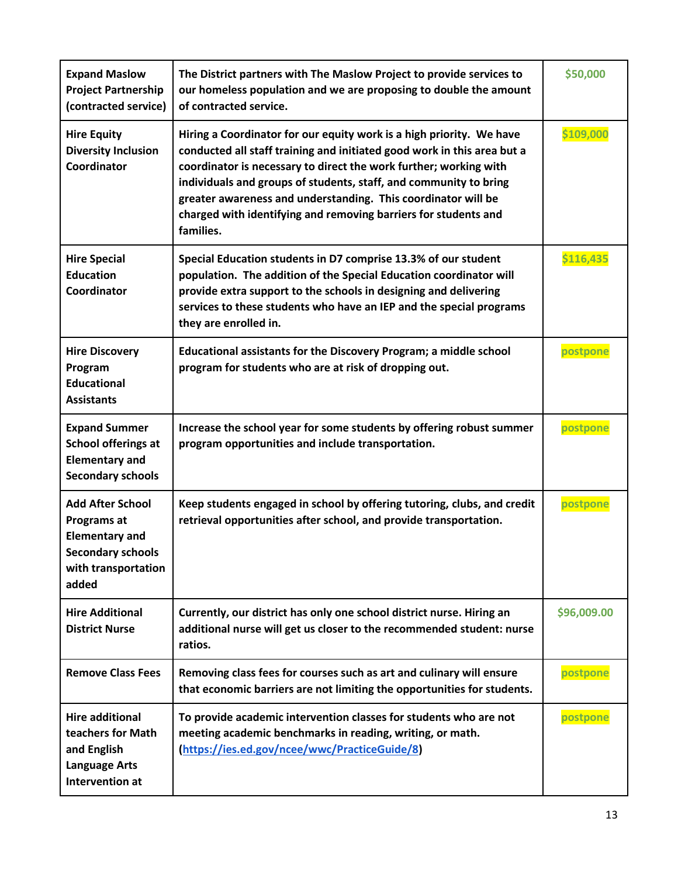| | | |
|---|---|---|
| **Expand Maslow Project Partnership (contracted service)** | **The District partners with The Maslow Project to provide services to our homeless population and we are proposing to double the amount of contracted service.** | **$50,000** |
| **Hire Equity Diversity Inclusion Coordinator** | **Hiring a Coordinator for our equity work is a high priority. We have conducted all staff training and initiated good work in this area but a coordinator is necessary to direct the work further; working with individuals and groups of students, staff, and community to bring greater awareness and understanding. This coordinator will be charged with identifying and removing barriers for students and families.** | **$109,000** |
| **Hire Special Education Coordinator** | **Special Education students in D7 comprise 13.3% of our student population. The addition of the Special Education coordinator will provide extra support to the schools in designing and delivering services to these students who have an IEP and the special programs they are enrolled in.** | **$116,435** |
| **Hire Discovery Program Educational Assistants** | **Educational assistants for the Discovery Program; a middle school program for students who are at risk of dropping out.** | **postpone** |
| **Expand Summer School offerings at Elementary and Secondary schools** | **Increase the school year for some students by offering robust summer program opportunities and include transportation.** | **postpone** |
| **Add After School Programs at Elementary and Secondary schools with transportation added** | **Keep students engaged in school by offering tutoring, clubs, and credit retrieval opportunities after school, and provide transportation.** | **postpone** |
| **Hire Additional District Nurse** | **Currently, our district has only one school district nurse. Hiring an additional nurse will get us closer to the recommended student: nurse ratios.** | **$96,009.00** |
| **Remove Class Fees** | **Removing class fees for courses such as art and culinary will ensure that economic barriers are not limiting the opportunities for students.** | **postpone** |
| **Hire additional teachers for Math and English Language Arts Intervention at** | **To provide academic intervention classes for students who are not meeting academic benchmarks in reading, writing, or math. (https://ies.ed.gov/ncee/wwc/PracticeGuide/8)** | **postpone** |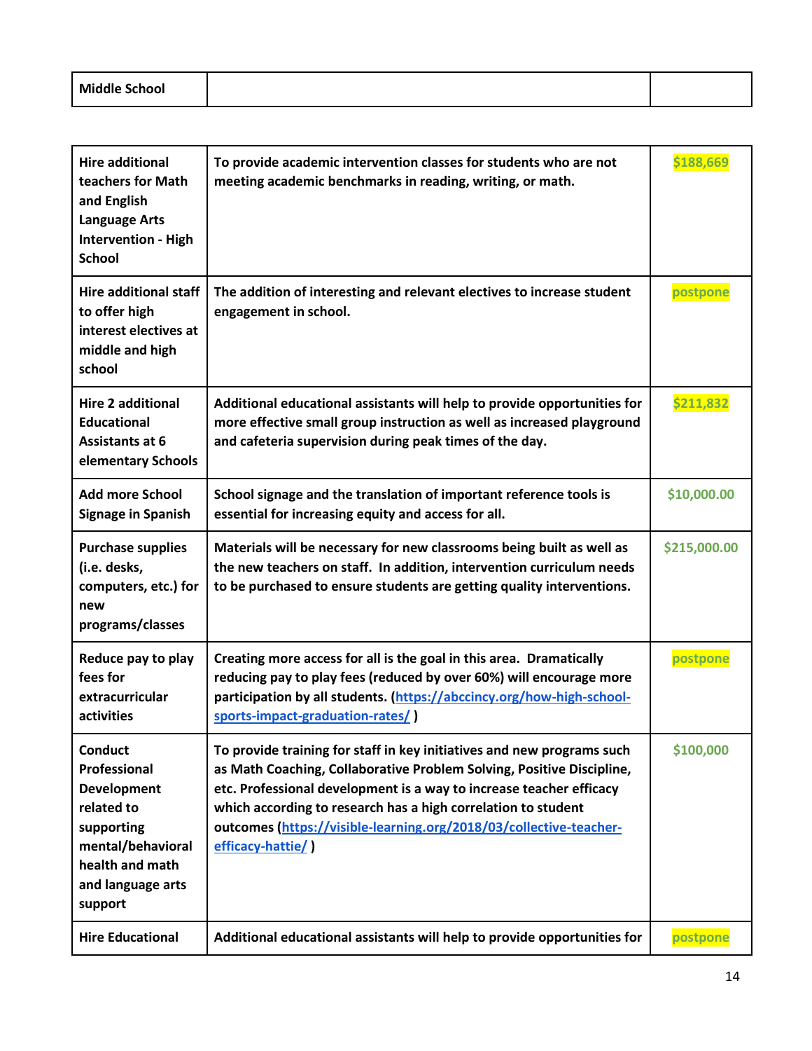| Middle School | | |
|---|---|---|

| | | |
|---|---|---|
| **Hire additional teachers for Math and English Language Arts Intervention - High School** | **To provide academic intervention classes for students who are not meeting academic benchmarks in reading, writing, or math.** | **$188,669** |
| **Hire additional staff to offer high interest electives at middle and high school** | **The addition of interesting and relevant electives to increase student engagement in school.** | **postpone** |
| **Hire 2 additional Educational Assistants at 6 elementary Schools** | **Additional educational assistants will help to provide opportunities for more effective small group instruction as well as increased playground and cafeteria supervision during peak times of the day.** | **$211,832** |
| **Add more School Signage in Spanish** | **School signage and the translation of important reference tools is essential for increasing equity and access for all.** | **$10,000.00** |
| **Purchase supplies (i.e. desks, computers, etc.) for new programs/classes** | **Materials will be necessary for new classrooms being built as well as the new teachers on staff. In addition, intervention curriculum needs to be purchased to ensure students are getting quality interventions.** | **$215,000.00** |
| **Reduce pay to play fees for extracurricular activities** | **Creating more access for all is the goal in this area. Dramatically reducing pay to play fees (reduced by over 60%) will encourage more participation by all students. ([https://abccincy.org/how-high-school-sports-impact-graduation-rates/](https://abccincy.org/how-high-school-sports-impact-graduation-rates/) )** | **postpone** |
| **Conduct Professional Development related to supporting mental/behavioral health and math and language arts support** | **To provide training for staff in key initiatives and new programs such as Math Coaching, Collaborative Problem Solving, Positive Discipline, etc. Professional development is a way to increase teacher efficacy which according to research has a high correlation to student outcomes ([https://visible-learning.org/2018/03/collective-teacher-efficacy-hattie/](https://visible-learning.org/2018/03/collective-teacher-efficacy-hattie/) )** | **$100,000** |
| **Hire Educational** | **Additional educational assistants will help to provide opportunities for** | **postpone** |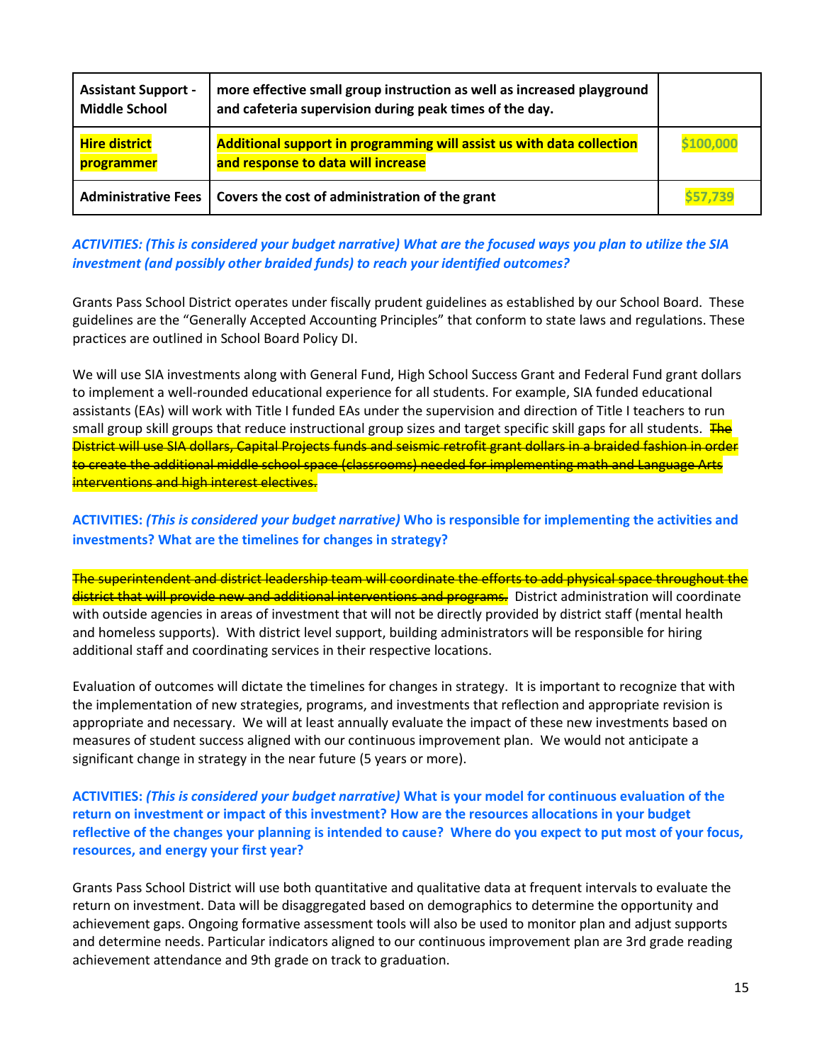| **Assistant Support - Middle School** | **more effective small group instruction as well as increased playground and cafeteria supervision during peak times of the day.** | |
|---|---|---|
| **Hire district programmer** | **Additional support in programming will assist us with data collection and response to data will increase** | **$100,000** |
| **Administrative Fees** | **Covers the cost of administration of the grant** | **$57,739** |

***ACTIVITIES: (This is considered your budget narrative) What are the focused ways you plan to utilize the SIA investment (and possibly other braided funds) to reach your identified outcomes?***

Grants Pass School District operates under fiscally prudent guidelines as established by our School Board. These guidelines are the "Generally Accepted Accounting Principles" that conform to state laws and regulations. These practices are outlined in School Board Policy DI.

We will use SIA investments along with General Fund, High School Success Grant and Federal Fund grant dollars to implement a well-rounded educational experience for all students. For example, SIA funded educational assistants (EAs) will work with Title I funded EAs under the supervision and direction of Title I teachers to run small group skill groups that reduce instructional group sizes and target specific skill gaps for all students. ~~The District will use SIA dollars, Capital Projects funds and seismic retrofit grant dollars in a braided fashion in order to create the additional middle school space (classrooms) needed for implementing math and Language Arts interventions and high interest electives.~~

**ACTIVITIES:** ***(This is considered your budget narrative)*** **Who is responsible for implementing the activities and investments? What are the timelines for changes in strategy?**

~~The superintendent and district leadership team will coordinate the efforts to add physical space throughout the district that will provide new and additional interventions and programs.~~ District administration will coordinate with outside agencies in areas of investment that will not be directly provided by district staff (mental health and homeless supports). With district level support, building administrators will be responsible for hiring additional staff and coordinating services in their respective locations.

Evaluation of outcomes will dictate the timelines for changes in strategy. It is important to recognize that with the implementation of new strategies, programs, and investments that reflection and appropriate revision is appropriate and necessary. We will at least annually evaluate the impact of these new investments based on measures of student success aligned with our continuous improvement plan. We would not anticipate a significant change in strategy in the near future (5 years or more).

**ACTIVITIES:** ***(This is considered your budget narrative)*** **What is your model for continuous evaluation of the return on investment or impact of this investment? How are the resources allocations in your budget reflective of the changes your planning is intended to cause? Where do you expect to put most of your focus, resources, and energy your first year?**

Grants Pass School District will use both quantitative and qualitative data at frequent intervals to evaluate the return on investment. Data will be disaggregated based on demographics to determine the opportunity and achievement gaps. Ongoing formative assessment tools will also be used to monitor plan and adjust supports and determine needs. Particular indicators aligned to our continuous improvement plan are 3rd grade reading achievement attendance and 9th grade on track to graduation.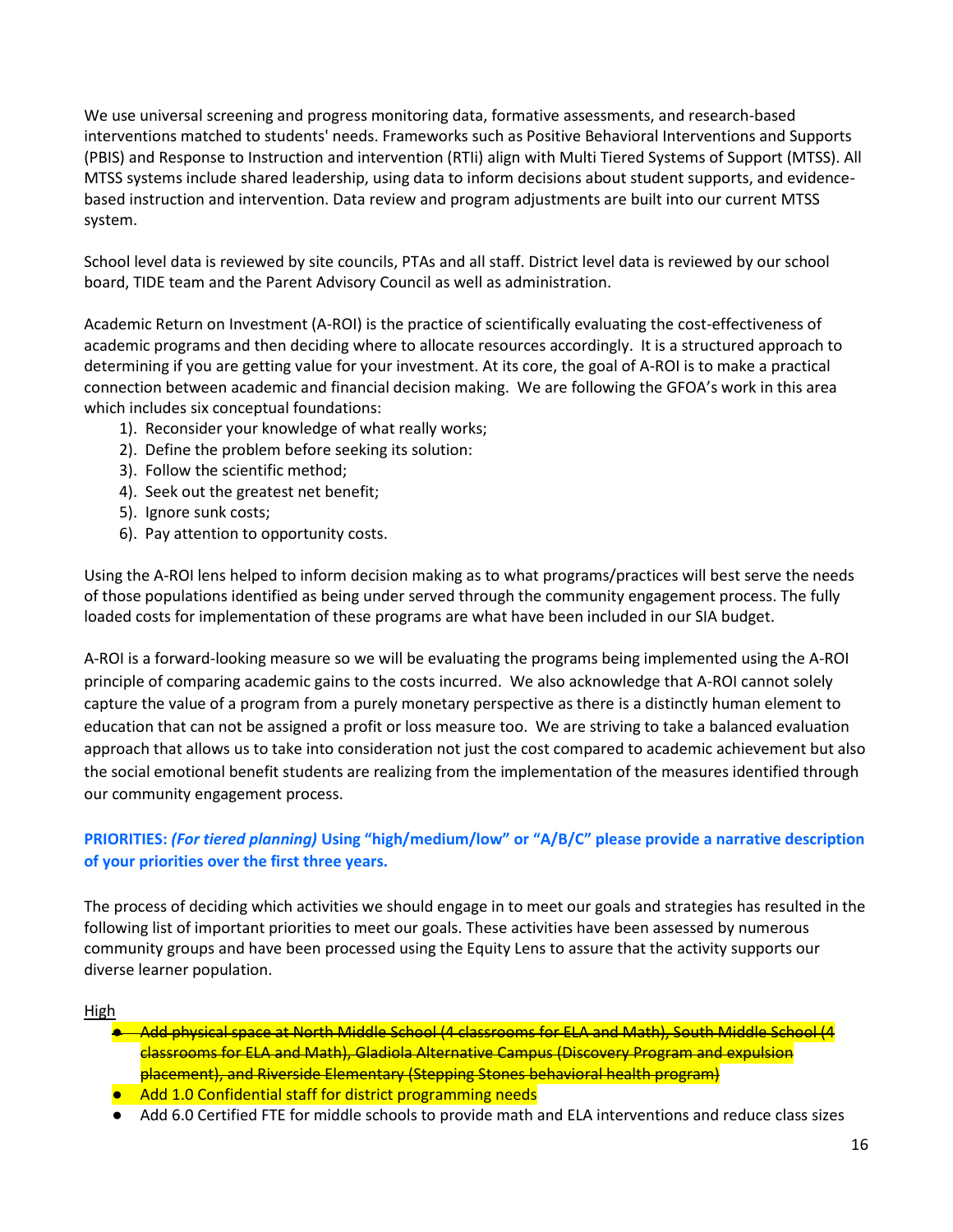We use universal screening and progress monitoring data, formative assessments, and research-based interventions matched to students' needs. Frameworks such as Positive Behavioral Interventions and Supports (PBIS) and Response to Instruction and intervention (RTIi) align with Multi Tiered Systems of Support (MTSS). All MTSS systems include shared leadership, using data to inform decisions about student supports, and evidence-based instruction and intervention. Data review and program adjustments are built into our current MTSS system.

School level data is reviewed by site councils, PTAs and all staff. District level data is reviewed by our school board, TIDE team and the Parent Advisory Council as well as administration.

Academic Return on Investment (A-ROI) is the practice of scientifically evaluating the cost-effectiveness of academic programs and then deciding where to allocate resources accordingly. It is a structured approach to determining if you are getting value for your investment. At its core, the goal of A-ROI is to make a practical connection between academic and financial decision making. We are following the GFOA's work in this area which includes six conceptual foundations:

1). Reconsider your knowledge of what really works;
2). Define the problem before seeking its solution:
3). Follow the scientific method;
4). Seek out the greatest net benefit;
5). Ignore sunk costs;
6). Pay attention to opportunity costs.

Using the A-ROI lens helped to inform decision making as to what programs/practices will best serve the needs of those populations identified as being under served through the community engagement process. The fully loaded costs for implementation of these programs are what have been included in our SIA budget.

A-ROI is a forward-looking measure so we will be evaluating the programs being implemented using the A-ROI principle of comparing academic gains to the costs incurred. We also acknowledge that A-ROI cannot solely capture the value of a program from a purely monetary perspective as there is a distinctly human element to education that can not be assigned a profit or loss measure too. We are striving to take a balanced evaluation approach that allows us to take into consideration not just the cost compared to academic achievement but also the social emotional benefit students are realizing from the implementation of the measures identified through our community engagement process.

**PRIORITIES:** ***(For tiered planning)*** **Using "high/medium/low" or "A/B/C" please provide a narrative description of your priorities over the first three years.**

The process of deciding which activities we should engage in to meet our goals and strategies has resulted in the following list of important priorities to meet our goals. These activities have been assessed by numerous community groups and have been processed using the Equity Lens to assure that the activity supports our diverse learner population.

High

- ~~Add physical space at North Middle School (4 classrooms for ELA and Math), South Middle School (4 classrooms for ELA and Math), Gladiola Alternative Campus (Discovery Program and expulsion placement), and Riverside Elementary (Stepping Stones behavioral health program)~~
- Add 1.0 Confidential staff for district programming needs
- Add 6.0 Certified FTE for middle schools to provide math and ELA interventions and reduce class sizes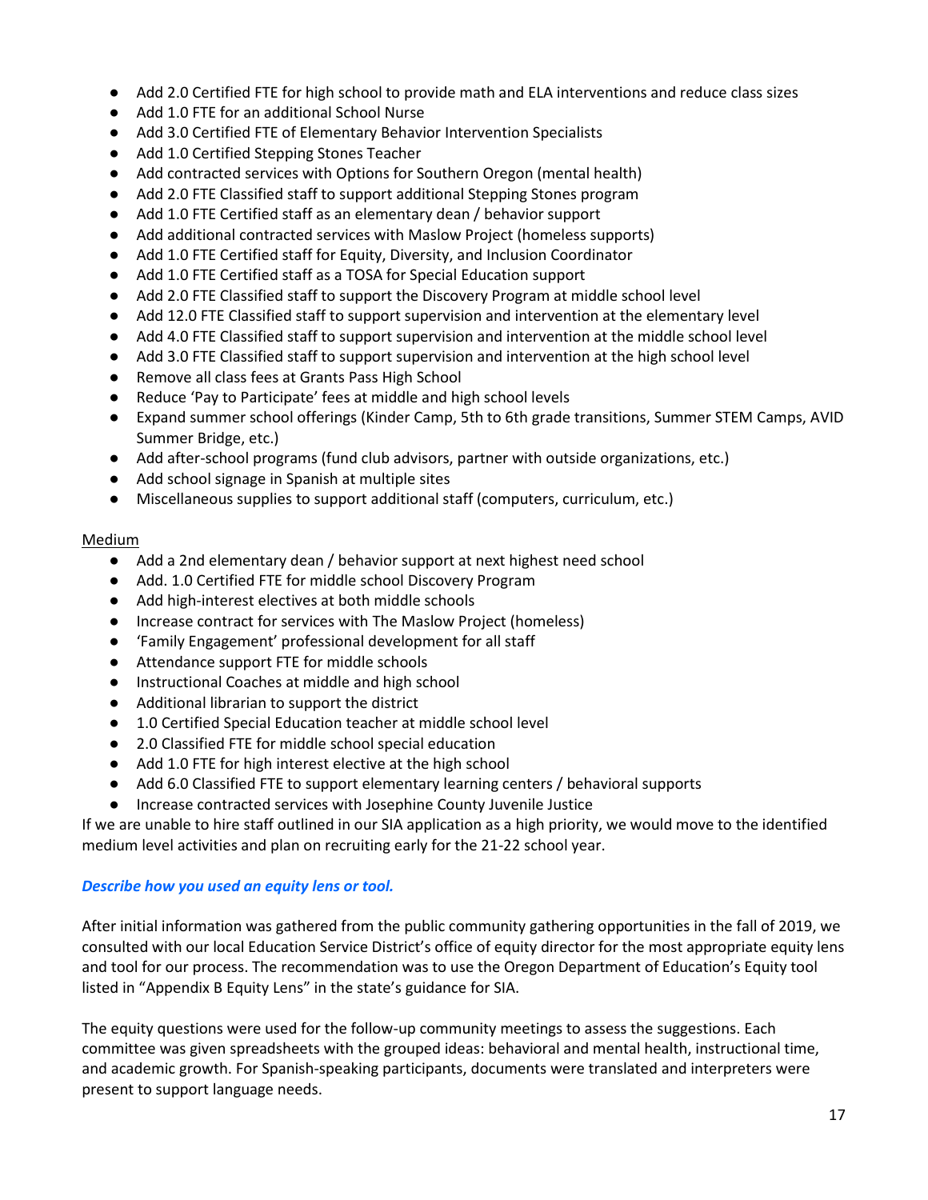- Add 2.0 Certified FTE for high school to provide math and ELA interventions and reduce class sizes
- Add 1.0 FTE for an additional School Nurse
- Add 3.0 Certified FTE of Elementary Behavior Intervention Specialists
- Add 1.0 Certified Stepping Stones Teacher
- Add contracted services with Options for Southern Oregon (mental health)
- Add 2.0 FTE Classified staff to support additional Stepping Stones program
- Add 1.0 FTE Certified staff as an elementary dean / behavior support
- Add additional contracted services with Maslow Project (homeless supports)
- Add 1.0 FTE Certified staff for Equity, Diversity, and Inclusion Coordinator
- Add 1.0 FTE Certified staff as a TOSA for Special Education support
- Add 2.0 FTE Classified staff to support the Discovery Program at middle school level
- Add 12.0 FTE Classified staff to support supervision and intervention at the elementary level
- Add 4.0 FTE Classified staff to support supervision and intervention at the middle school level
- Add 3.0 FTE Classified staff to support supervision and intervention at the high school level
- Remove all class fees at Grants Pass High School
- Reduce 'Pay to Participate' fees at middle and high school levels
- Expand summer school offerings (Kinder Camp, 5th to 6th grade transitions, Summer STEM Camps, AVID Summer Bridge, etc.)
- Add after-school programs (fund club advisors, partner with outside organizations, etc.)
- Add school signage in Spanish at multiple sites
- Miscellaneous supplies to support additional staff (computers, curriculum, etc.)

Medium

- Add a 2nd elementary dean / behavior support at next highest need school
- Add. 1.0 Certified FTE for middle school Discovery Program
- Add high-interest electives at both middle schools
- Increase contract for services with The Maslow Project (homeless)
- 'Family Engagement' professional development for all staff
- Attendance support FTE for middle schools
- Instructional Coaches at middle and high school
- Additional librarian to support the district
- 1.0 Certified Special Education teacher at middle school level
- 2.0 Classified FTE for middle school special education
- Add 1.0 FTE for high interest elective at the high school
- Add 6.0 Classified FTE to support elementary learning centers / behavioral supports
- Increase contracted services with Josephine County Juvenile Justice

If we are unable to hire staff outlined in our SIA application as a high priority, we would move to the identified medium level activities and plan on recruiting early for the 21-22 school year.

***Describe how you used an equity lens or tool.***

After initial information was gathered from the public community gathering opportunities in the fall of 2019, we consulted with our local Education Service District's office of equity director for the most appropriate equity lens and tool for our process. The recommendation was to use the Oregon Department of Education's Equity tool listed in "Appendix B Equity Lens" in the state's guidance for SIA.

The equity questions were used for the follow-up community meetings to assess the suggestions. Each committee was given spreadsheets with the grouped ideas: behavioral and mental health, instructional time, and academic growth. For Spanish-speaking participants, documents were translated and interpreters were present to support language needs.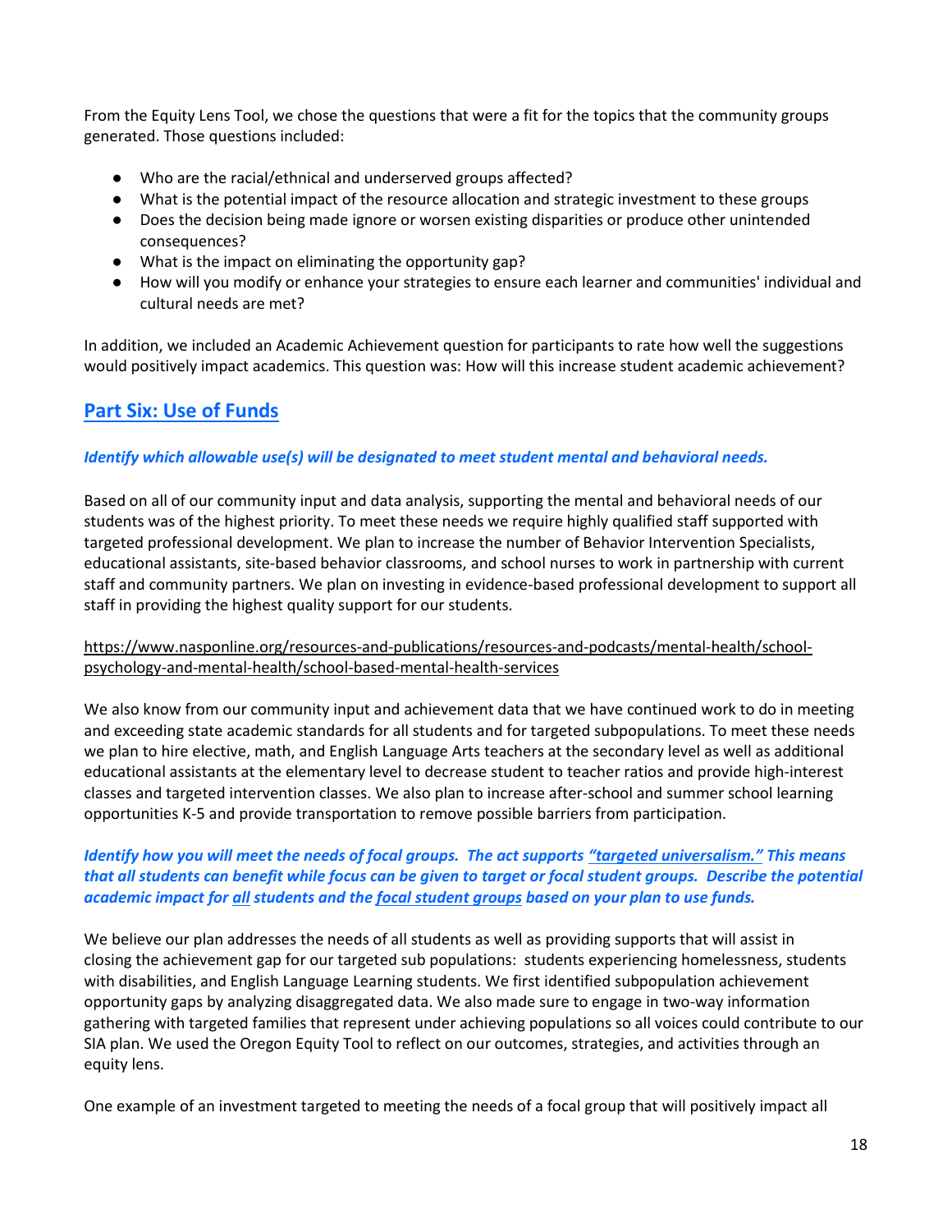From the Equity Lens Tool, we chose the questions that were a fit for the topics that the community groups generated. Those questions included:

- Who are the racial/ethnical and underserved groups affected?
- What is the potential impact of the resource allocation and strategic investment to these groups
- Does the decision being made ignore or worsen existing disparities or produce other unintended consequences?
- What is the impact on eliminating the opportunity gap?
- How will you modify or enhance your strategies to ensure each learner and communities' individual and cultural needs are met?

In addition, we included an Academic Achievement question for participants to rate how well the suggestions would positively impact academics. This question was: How will this increase student academic achievement?

## Part Six: Use of Funds

***Identify which allowable use(s) will be designated to meet student mental and behavioral needs.***

Based on all of our community input and data analysis, supporting the mental and behavioral needs of our students was of the highest priority. To meet these needs we require highly qualified staff supported with targeted professional development. We plan to increase the number of Behavior Intervention Specialists, educational assistants, site-based behavior classrooms, and school nurses to work in partnership with current staff and community partners. We plan on investing in evidence-based professional development to support all staff in providing the highest quality support for our students.

https://www.nasponline.org/resources-and-publications/resources-and-podcasts/mental-health/school-psychology-and-mental-health/school-based-mental-health-services

We also know from our community input and achievement data that we have continued work to do in meeting and exceeding state academic standards for all students and for targeted subpopulations. To meet these needs we plan to hire elective, math, and English Language Arts teachers at the secondary level as well as additional educational assistants at the elementary level to decrease student to teacher ratios and provide high-interest classes and targeted intervention classes. We also plan to increase after-school and summer school learning opportunities K-5 and provide transportation to remove possible barriers from participation.

***Identify how you will meet the needs of focal groups. The act supports "targeted universalism." This means that all students can benefit while focus can be given to target or focal student groups. Describe the potential academic impact for all students and the focal student groups based on your plan to use funds.***

We believe our plan addresses the needs of all students as well as providing supports that will assist in closing the achievement gap for our targeted sub populations: students experiencing homelessness, students with disabilities, and English Language Learning students. We first identified subpopulation achievement opportunity gaps by analyzing disaggregated data. We also made sure to engage in two-way information gathering with targeted families that represent under achieving populations so all voices could contribute to our SIA plan. We used the Oregon Equity Tool to reflect on our outcomes, strategies, and activities through an equity lens.

One example of an investment targeted to meeting the needs of a focal group that will positively impact all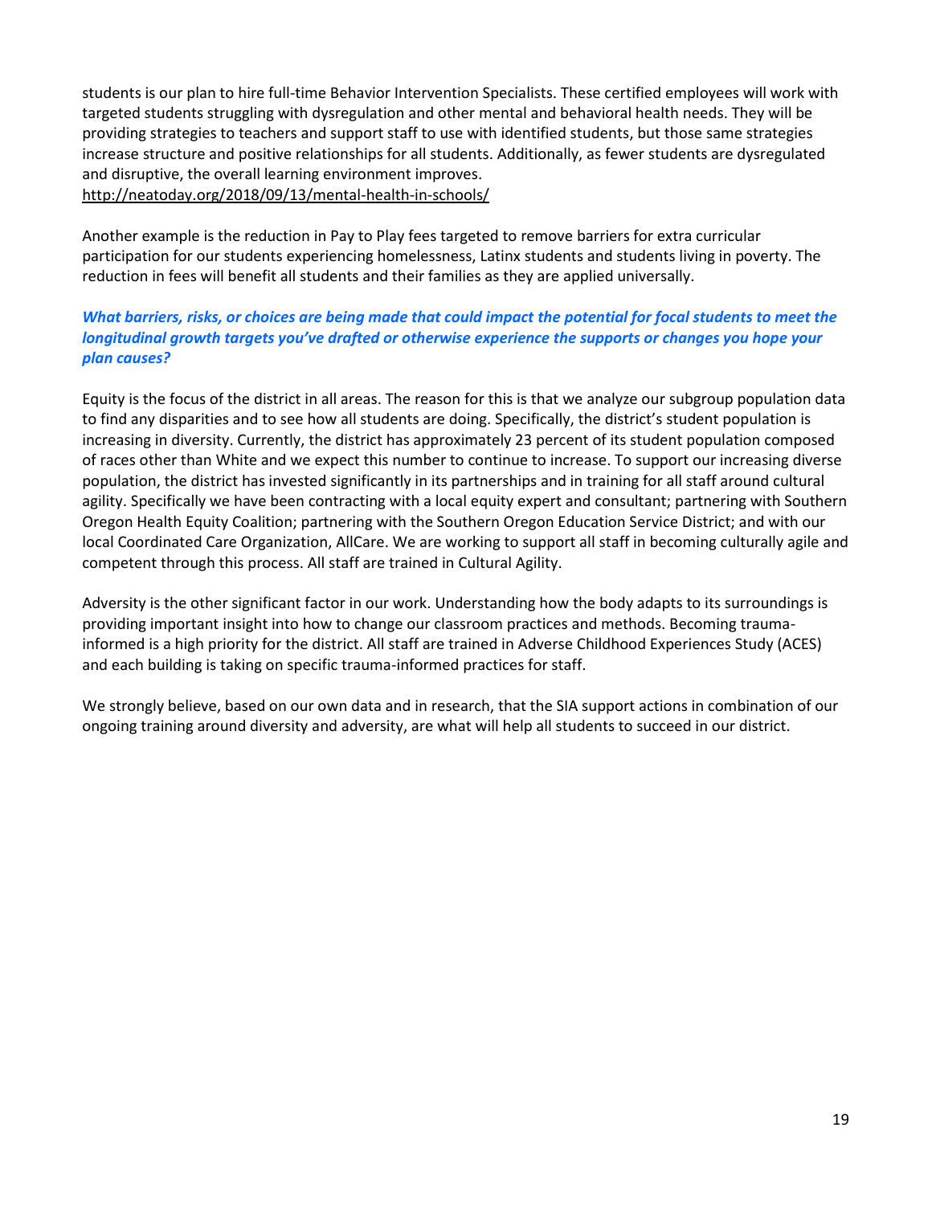students is our plan to hire full-time Behavior Intervention Specialists. These certified employees will work with targeted students struggling with dysregulation and other mental and behavioral health needs. They will be providing strategies to teachers and support staff to use with identified students, but those same strategies increase structure and positive relationships for all students. Additionally, as fewer students are dysregulated and disruptive, the overall learning environment improves.
http://neatoday.org/2018/09/13/mental-health-in-schools/

Another example is the reduction in Pay to Play fees targeted to remove barriers for extra curricular participation for our students experiencing homelessness, Latinx students and students living in poverty. The reduction in fees will benefit all students and their families as they are applied universally.

***What barriers, risks, or choices are being made that could impact the potential for focal students to meet the longitudinal growth targets you've drafted or otherwise experience the supports or changes you hope your plan causes?***

Equity is the focus of the district in all areas. The reason for this is that we analyze our subgroup population data to find any disparities and to see how all students are doing. Specifically, the district's student population is increasing in diversity. Currently, the district has approximately 23 percent of its student population composed of races other than White and we expect this number to continue to increase. To support our increasing diverse population, the district has invested significantly in its partnerships and in training for all staff around cultural agility. Specifically we have been contracting with a local equity expert and consultant; partnering with Southern Oregon Health Equity Coalition; partnering with the Southern Oregon Education Service District; and with our local Coordinated Care Organization, AllCare. We are working to support all staff in becoming culturally agile and competent through this process. All staff are trained in Cultural Agility.

Adversity is the other significant factor in our work. Understanding how the body adapts to its surroundings is providing important insight into how to change our classroom practices and methods. Becoming trauma-informed is a high priority for the district. All staff are trained in Adverse Childhood Experiences Study (ACES) and each building is taking on specific trauma-informed practices for staff.

We strongly believe, based on our own data and in research, that the SIA support actions in combination of our ongoing training around diversity and adversity, are what will help all students to succeed in our district.